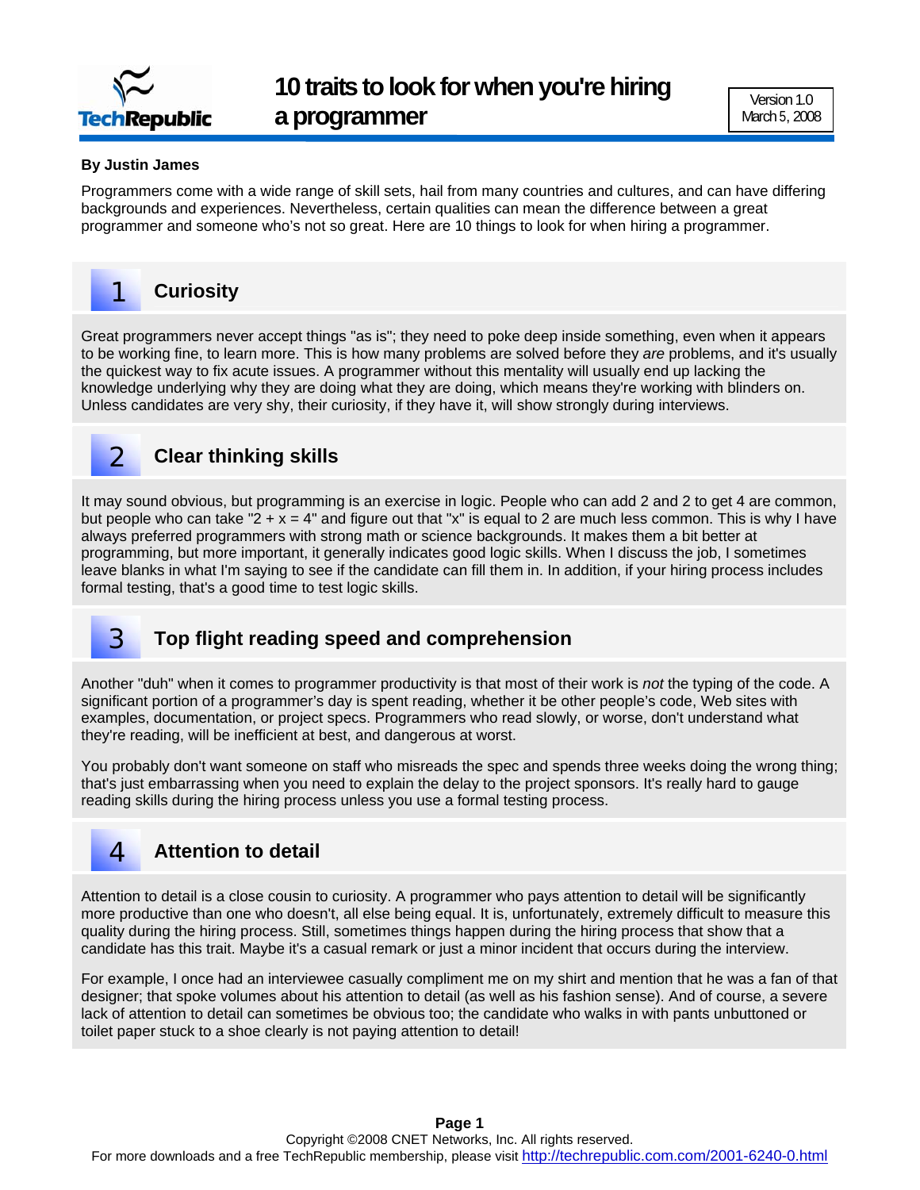# 10 traits to look for when you're hiring a programmer

Version 1.0
March 5, 2008

**By Justin James**

Programmers come with a wide range of skill sets, hail from many countries and cultures, and can have differing backgrounds and experiences. Nevertheless, certain qualities can mean the difference between a great programmer and someone who's not so great. Here are 10 things to look for when hiring a programmer.

## 1 Curiosity

Great programmers never accept things "as is"; they need to poke deep inside something, even when it appears to be working fine, to learn more. This is how many problems are solved before they *are* problems, and it's usually the quickest way to fix acute issues. A programmer without this mentality will usually end up lacking the knowledge underlying why they are doing what they are doing, which means they're working with blinders on. Unless candidates are very shy, their curiosity, if they have it, will show strongly during interviews.

## 2 Clear thinking skills

It may sound obvious, but programming is an exercise in logic. People who can add 2 and 2 to get 4 are common, but people who can take "2 + x = 4" and figure out that "x" is equal to 2 are much less common. This is why I have always preferred programmers with strong math or science backgrounds. It makes them a bit better at programming, but more important, it generally indicates good logic skills. When I discuss the job, I sometimes leave blanks in what I'm saying to see if the candidate can fill them in. In addition, if your hiring process includes formal testing, that's a good time to test logic skills.

## 3 Top flight reading speed and comprehension

Another "duh" when it comes to programmer productivity is that most of their work is *not* the typing of the code. A significant portion of a programmer's day is spent reading, whether it be other people's code, Web sites with examples, documentation, or project specs. Programmers who read slowly, or worse, don't understand what they're reading, will be inefficient at best, and dangerous at worst.

You probably don't want someone on staff who misreads the spec and spends three weeks doing the wrong thing; that's just embarrassing when you need to explain the delay to the project sponsors. It's really hard to gauge reading skills during the hiring process unless you use a formal testing process.

## 4 Attention to detail

Attention to detail is a close cousin to curiosity. A programmer who pays attention to detail will be significantly more productive than one who doesn't, all else being equal. It is, unfortunately, extremely difficult to measure this quality during the hiring process. Still, sometimes things happen during the hiring process that show that a candidate has this trait. Maybe it's a casual remark or just a minor incident that occurs during the interview.

For example, I once had an interviewee casually compliment me on my shirt and mention that he was a fan of that designer; that spoke volumes about his attention to detail (as well as his fashion sense). And of course, a severe lack of attention to detail can sometimes be obvious too; the candidate who walks in with pants unbuttoned or toilet paper stuck to a shoe clearly is not paying attention to detail!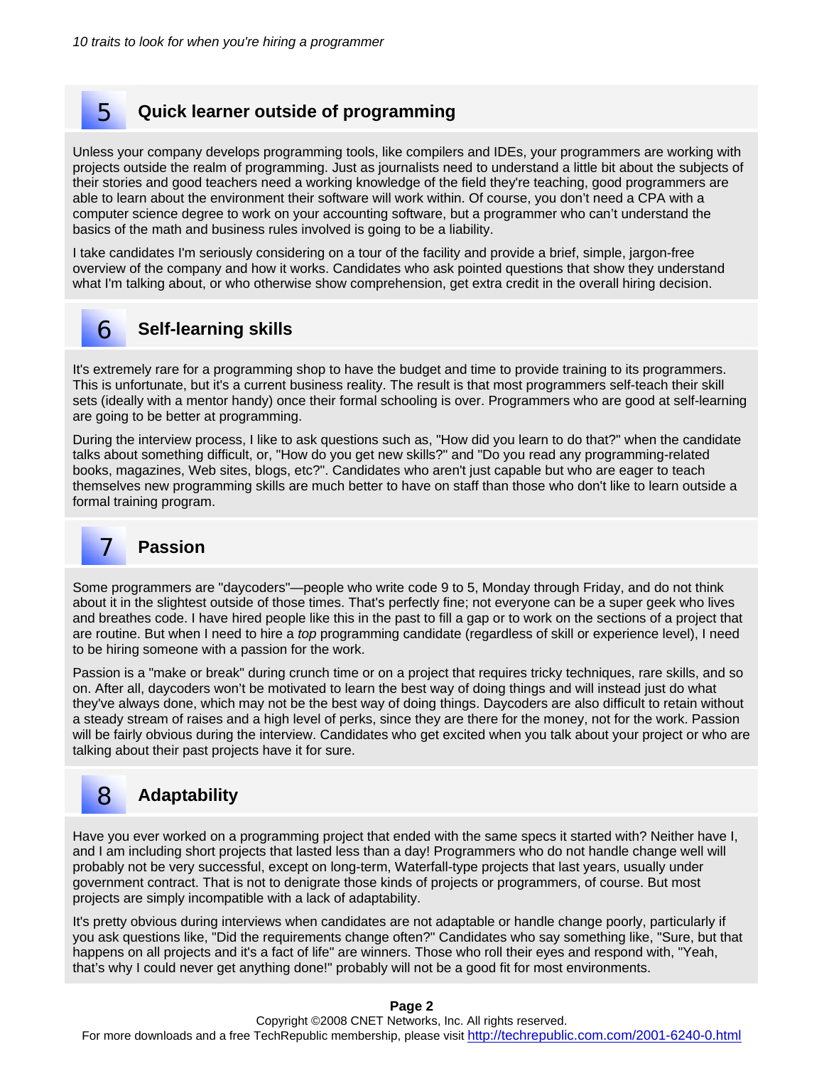## 5 Quick learner outside of programming

Unless your company develops programming tools, like compilers and IDEs, your programmers are working with projects outside the realm of programming. Just as journalists need to understand a little bit about the subjects of their stories and good teachers need a working knowledge of the field they're teaching, good programmers are able to learn about the environment their software will work within. Of course, you don't need a CPA with a computer science degree to work on your accounting software, but a programmer who can't understand the basics of the math and business rules involved is going to be a liability.

I take candidates I'm seriously considering on a tour of the facility and provide a brief, simple, jargon-free overview of the company and how it works. Candidates who ask pointed questions that show they understand what I'm talking about, or who otherwise show comprehension, get extra credit in the overall hiring decision.

## 6 Self-learning skills

It's extremely rare for a programming shop to have the budget and time to provide training to its programmers. This is unfortunate, but it's a current business reality. The result is that most programmers self-teach their skill sets (ideally with a mentor handy) once their formal schooling is over. Programmers who are good at self-learning are going to be better at programming.

During the interview process, I like to ask questions such as, "How did you learn to do that?" when the candidate talks about something difficult, or, "How do you get new skills?" and "Do you read any programming-related books, magazines, Web sites, blogs, etc?". Candidates who aren't just capable but who are eager to teach themselves new programming skills are much better to have on staff than those who don't like to learn outside a formal training program.

## 7 Passion

Some programmers are "daycoders"—people who write code 9 to 5, Monday through Friday, and do not think about it in the slightest outside of those times. That's perfectly fine; not everyone can be a super geek who lives and breathes code. I have hired people like this in the past to fill a gap or to work on the sections of a project that are routine. But when I need to hire a *top* programming candidate (regardless of skill or experience level), I need to be hiring someone with a passion for the work.

Passion is a "make or break" during crunch time or on a project that requires tricky techniques, rare skills, and so on. After all, daycoders won't be motivated to learn the best way of doing things and will instead just do what they've always done, which may not be the best way of doing things. Daycoders are also difficult to retain without a steady stream of raises and a high level of perks, since they are there for the money, not for the work. Passion will be fairly obvious during the interview. Candidates who get excited when you talk about your project or who are talking about their past projects have it for sure.

## 8 Adaptability

Have you ever worked on a programming project that ended with the same specs it started with? Neither have I, and I am including short projects that lasted less than a day! Programmers who do not handle change well will probably not be very successful, except on long-term, Waterfall-type projects that last years, usually under government contract. That is not to denigrate those kinds of projects or programmers, of course. But most projects are simply incompatible with a lack of adaptability.

It's pretty obvious during interviews when candidates are not adaptable or handle change poorly, particularly if you ask questions like, "Did the requirements change often?" Candidates who say something like, "Sure, but that happens on all projects and it's a fact of life" are winners. Those who roll their eyes and respond with, "Yeah, that's why I could never get anything done!" probably will not be a good fit for most environments.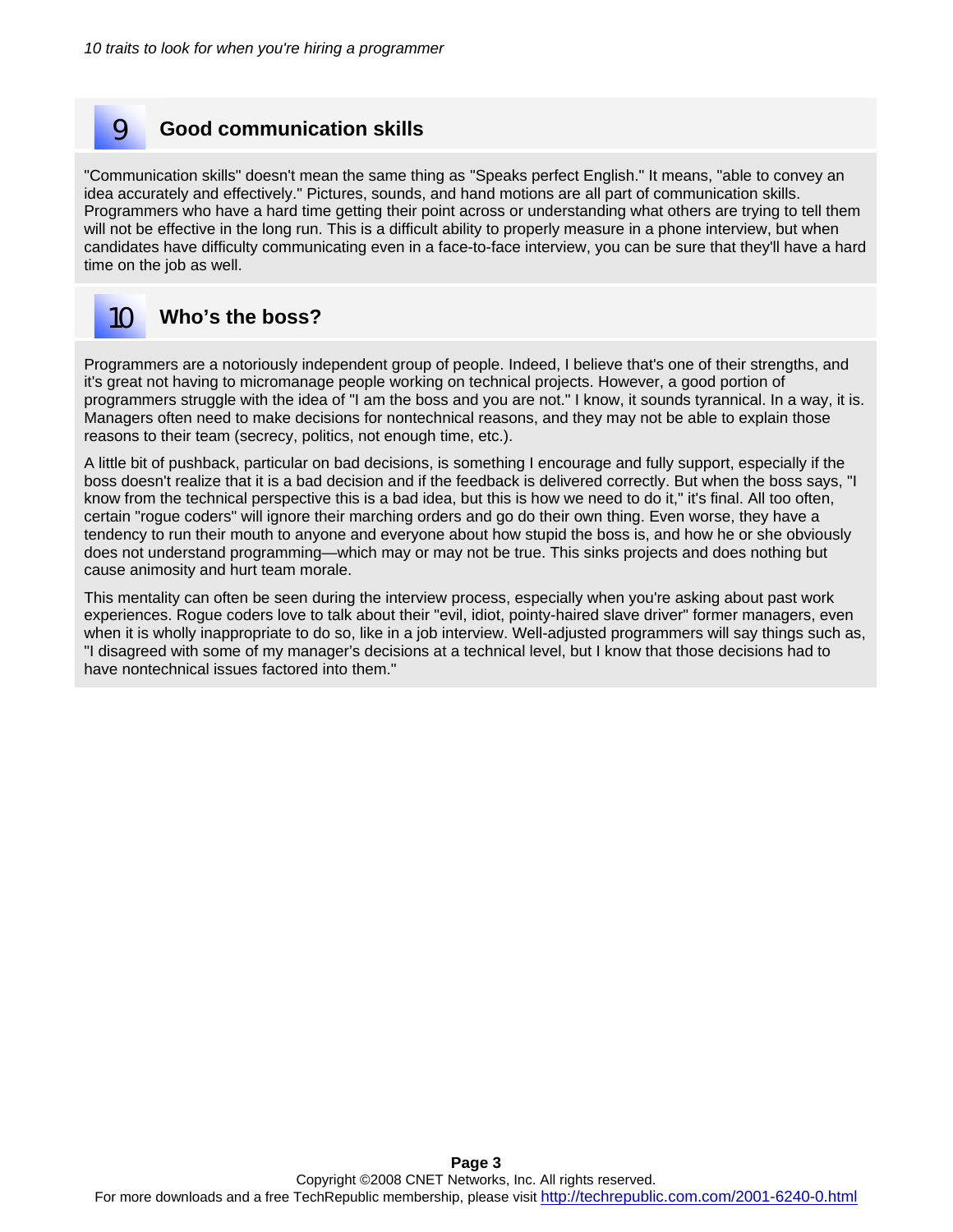## 9 Good communication skills

"Communication skills" doesn't mean the same thing as "Speaks perfect English." It means, "able to convey an idea accurately and effectively." Pictures, sounds, and hand motions are all part of communication skills. Programmers who have a hard time getting their point across or understanding what others are trying to tell them will not be effective in the long run. This is a difficult ability to properly measure in a phone interview, but when candidates have difficulty communicating even in a face-to-face interview, you can be sure that they'll have a hard time on the job as well.

## 10 Who's the boss?

Programmers are a notoriously independent group of people. Indeed, I believe that's one of their strengths, and it's great not having to micromanage people working on technical projects. However, a good portion of programmers struggle with the idea of "I am the boss and you are not." I know, it sounds tyrannical. In a way, it is. Managers often need to make decisions for nontechnical reasons, and they may not be able to explain those reasons to their team (secrecy, politics, not enough time, etc.).

A little bit of pushback, particular on bad decisions, is something I encourage and fully support, especially if the boss doesn't realize that it is a bad decision and if the feedback is delivered correctly. But when the boss says, "I know from the technical perspective this is a bad idea, but this is how we need to do it," it's final. All too often, certain "rogue coders" will ignore their marching orders and go do their own thing. Even worse, they have a tendency to run their mouth to anyone and everyone about how stupid the boss is, and how he or she obviously does not understand programming—which may or may not be true. This sinks projects and does nothing but cause animosity and hurt team morale.

This mentality can often be seen during the interview process, especially when you're asking about past work experiences. Rogue coders love to talk about their "evil, idiot, pointy-haired slave driver" former managers, even when it is wholly inappropriate to do so, like in a job interview. Well-adjusted programmers will say things such as, "I disagreed with some of my manager's decisions at a technical level, but I know that those decisions had to have nontechnical issues factored into them."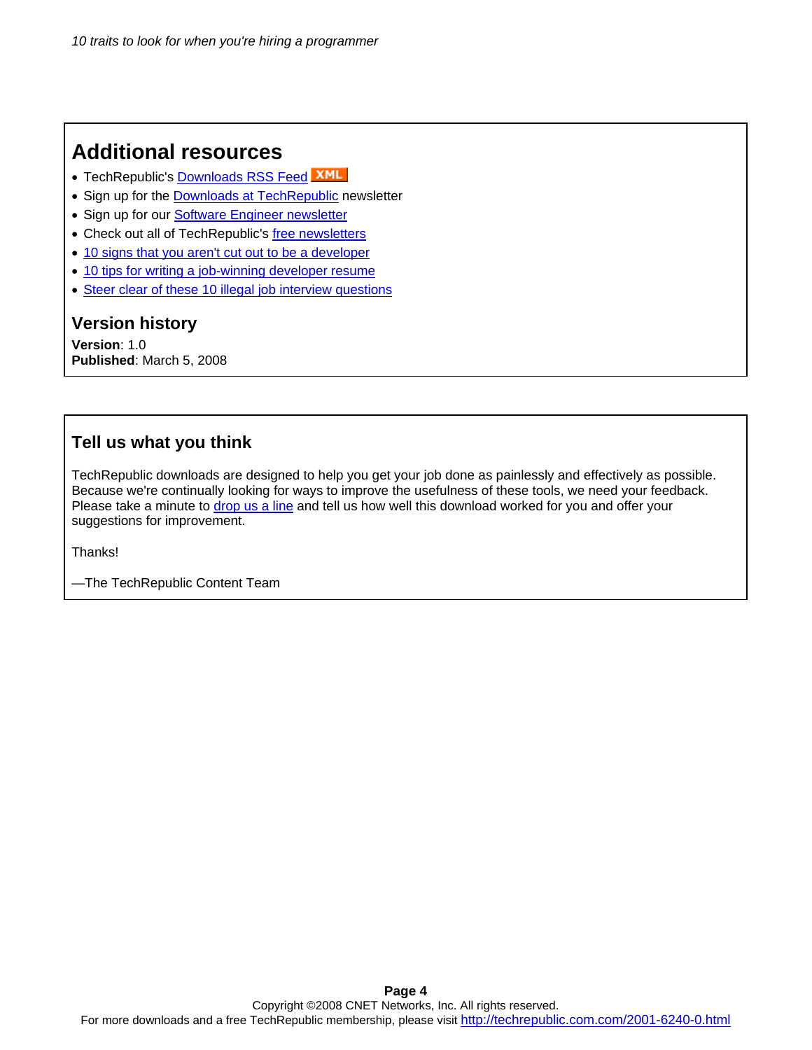## Additional resources

- TechRepublic's Downloads RSS Feed XML
- Sign up for the Downloads at TechRepublic newsletter
- Sign up for our Software Engineer newsletter
- Check out all of TechRepublic's free newsletters
- 10 signs that you aren't cut out to be a developer
- 10 tips for writing a job-winning developer resume
- Steer clear of these 10 illegal job interview questions

### Version history

**Version**: 1.0
**Published**: March 5, 2008

### Tell us what you think

TechRepublic downloads are designed to help you get your job done as painlessly and effectively as possible. Because we're continually looking for ways to improve the usefulness of these tools, we need your feedback. Please take a minute to drop us a line and tell us how well this download worked for you and offer your suggestions for improvement.

Thanks!

—The TechRepublic Content Team